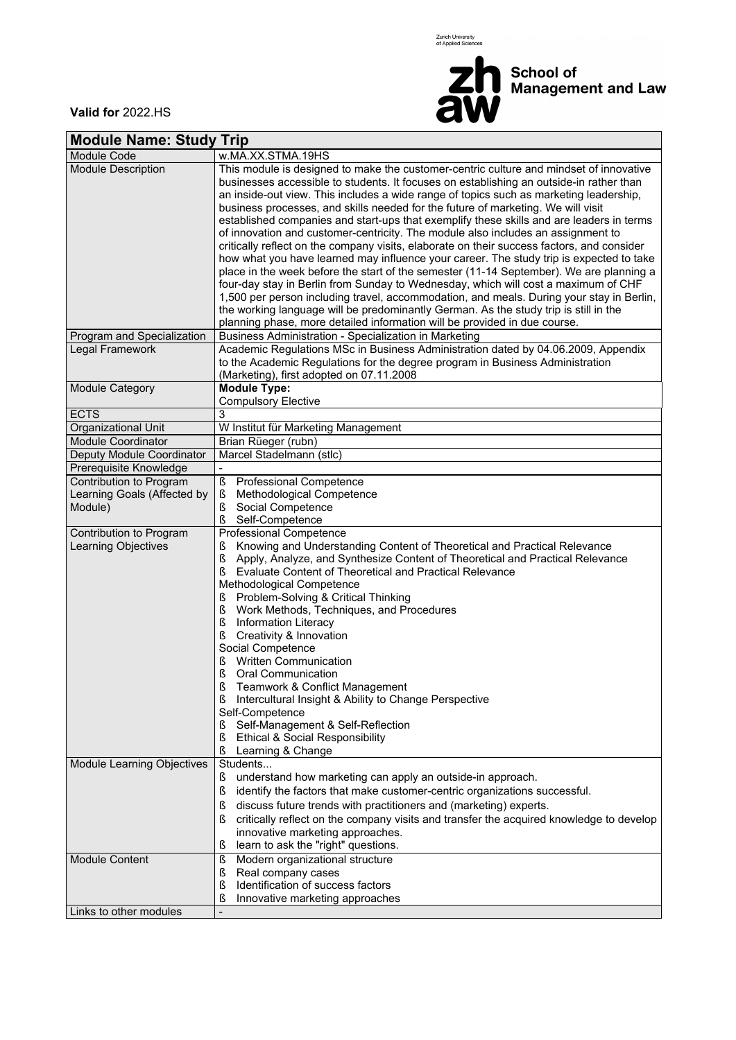Zurich University of Applied Sciences

School of Management and Law

**Valid for** 2022.HS

| **Module Name: Study Trip** | |
|---|---|
| Module Code | w.MA.XX.STMA.19HS |
| Module Description | This module is designed to make the customer-centric culture and mindset of innovative businesses accessible to students. It focuses on establishing an outside-in rather than an inside-out view. This includes a wide range of topics such as marketing leadership, business processes, and skills needed for the future of marketing. We will visit established companies and start-ups that exemplify these skills and are leaders in terms of innovation and customer-centricity. The module also includes an assignment to critically reflect on the company visits, elaborate on their success factors, and consider how what you have learned may influence your career. The study trip is expected to take place in the week before the start of the semester (11-14 September). We are planning a four-day stay in Berlin from Sunday to Wednesday, which will cost a maximum of CHF 1,500 per person including travel, accommodation, and meals. During your stay in Berlin, the working language will be predominantly German. As the study trip is still in the planning phase, more detailed information will be provided in due course. |
| Program and Specialization | Business Administration - Specialization in Marketing |
| Legal Framework | Academic Regulations MSc in Business Administration dated by 04.06.2009, Appendix to the Academic Regulations for the degree program in Business Administration (Marketing), first adopted on 07.11.2008 |
| Module Category | **Module Type:**<br>Compulsory Elective |
| ECTS | 3 |
| Organizational Unit | W Institut für Marketing Management |
| Module Coordinator | Brian Rüeger (rubn) |
| Deputy Module Coordinator | Marcel Stadelmann (stlc) |
| Prerequisite Knowledge | - |
| Contribution to Program Learning Goals (Affected by Module) | ß Professional Competence<br>ß Methodological Competence<br>ß Social Competence<br>ß Self-Competence |
| Contribution to Program Learning Objectives | Professional Competence<br>ß Knowing and Understanding Content of Theoretical and Practical Relevance<br>ß Apply, Analyze, and Synthesize Content of Theoretical and Practical Relevance<br>ß Evaluate Content of Theoretical and Practical Relevance<br>Methodological Competence<br>ß Problem-Solving & Critical Thinking<br>ß Work Methods, Techniques, and Procedures<br>ß Information Literacy<br>ß Creativity & Innovation<br>Social Competence<br>ß Written Communication<br>ß Oral Communication<br>ß Teamwork & Conflict Management<br>ß Intercultural Insight & Ability to Change Perspective<br>Self-Competence<br>ß Self-Management & Self-Reflection<br>ß Ethical & Social Responsibility<br>ß Learning & Change |
| Module Learning Objectives | Students...<br>ß understand how marketing can apply an outside-in approach.<br>ß identify the factors that make customer-centric organizations successful.<br>ß discuss future trends with practitioners and (marketing) experts.<br>ß critically reflect on the company visits and transfer the acquired knowledge to develop innovative marketing approaches.<br>ß learn to ask the "right" questions. |
| Module Content | ß Modern organizational structure<br>ß Real company cases<br>ß Identification of success factors<br>ß Innovative marketing approaches |
| Links to other modules | - |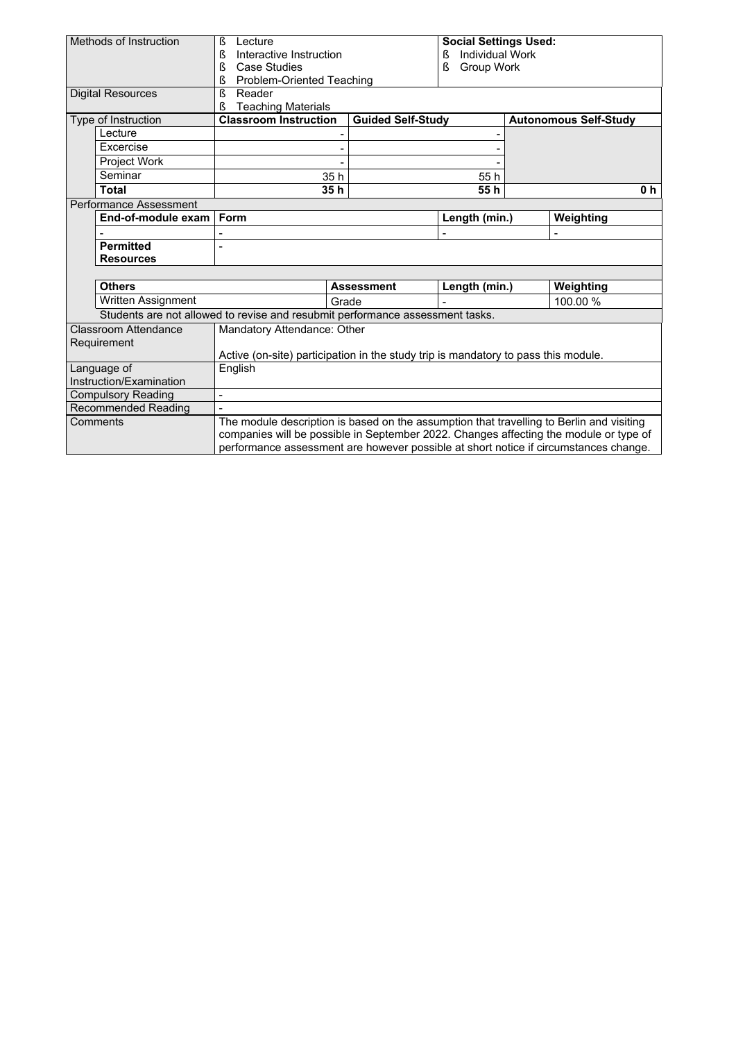| | | | | | |
|---|---|---|---|---|---|
| Methods of Instruction | ß Lecture<br>ß Interactive Instruction<br>ß Case Studies<br>ß Problem-Oriented Teaching | | **Social Settings Used:**<br>ß Individual Work<br>ß Group Work | | |
| Digital Resources | ß Reader<br>ß Teaching Materials | | | | |
| Type of Instruction | **Classroom Instruction** | **Guided Self-Study** | | **Autonomous Self-Study** | |
| Lecture | - | - | | | |
| Excercise | - | - | | | |
| Project Work | - | - | | | |
| Seminar | 35 h | 55 h | | | |
| **Total** | **35 h** | **55 h** | | **0 h** | |
| Performance Assessment | | | | | |
| **End-of-module exam** | **Form** | | **Length (min.)** | **Weighting** | |
| - | - | | - | - | |
| **Permitted Resources** | - | | | | |
| **Others** | | **Assessment** | **Length (min.)** | **Weighting** | |
| Written Assignment | | Grade | - | 100.00 % | |
| Students are not allowed to revise and resubmit performance assessment tasks. | | | | | |
| Classroom Attendance Requirement | Mandatory Attendance: Other<br><br>Active (on-site) participation in the study trip is mandatory to pass this module. | | | | |
| Language of Instruction/Examination | English | | | | |
| Compulsory Reading | - | | | | |
| Recommended Reading | - | | | | |
| Comments | The module description is based on the assumption that travelling to Berlin and visiting companies will be possible in September 2022. Changes affecting the module or type of performance assessment are however possible at short notice if circumstances change. | | | | |